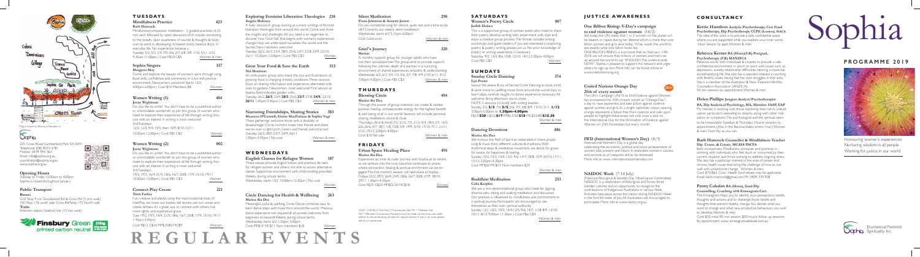Map artwork by Bronwyn Pendlebury

Sophia

225 Cross Road Cumberland Park SA 5041
Telephone: (08) 8373 3781
Mobile: 0439 394 363
Email: info@sophia.org.au
coordinator@sophia.org.au
www.sophia.org.au

**Opening Hours**
Tuesday to Friday 10.00am to 4.00pm
Sophia is closed throughout January

**Public Transport**
**Buses:**
G10 Stop 9 cnr Goodwood Rd & Cross Rd (5 min walk)
100 Stop 17a south side Cross Rd/Stop 17S North side
**Train:**
Emerson station, Seaford line (15 min walk)

Finsbury Green printed carbon neutral

# TUESDAYS

### Mindfulness Practice — 423
**Barb Hancock**

Mindfulness/compassion meditation – 2 guided practices of 25 min each followed by open discussion. Will include connecting to the breath, open awareness of sounds & thoughts & body scan to assist in developing increased clarity, balance & joy in everyday life. No experience necessary.
Tuesday 5/2, 5/3, 2/4, 7/5, 4/6, 2/7, 6/8, 3/9, 1/10, 5/11, 3/12
9.30am–11.00am | Cost: F$10 C$5 — Women & men

### Sophia Singers — 337
**Margaret May**

Come and explore the beauty of women's spirit through song. Build skills, confidence and community in a fun and positive environment. Newcomers welcome! Starts 12/2.
4.00pm–6.00pm | Cost: $10 Members $8 — Women

### Women Writing (1) — 484
**Jenny Wightman**

Do you like to write? You don't have to be a published author or a formidable wordsmith to join this group of women who meet to explore their experience of life through writing. Anyone with an interest in writing is most welcome!
2nd Tuesdays:
12/2, 12/3, 9/4, 14/5, then 10/9, 8/10, 12/11
10.00am–12.00pm | Cost: F$5 C$3 — Women

### Women Writing (2) — 002
**Jenny Wightman**

Do you like to write? You don't have to be a published author or a formidable wordsmith to join this group of women who meet to explore their experience of life through writing. Anyone with an interest in writing is most welcome!
3rd Tuesdays:
19/2, 19/3, 16/4, 21/5, 18/6, 16/7, 20/8, 17/9, 15/10, 19/11
10.00am–12.00pm | Cost: F$5 C$3 — Women

### Connect Play Create — 221
**Trish Fairley**

Fun, creative and playful, using the improvisational tools of InterPlay, we move our bodies, tell stories, use our voices and create stillness. It's a great way to connect with others, live more lightly, and experience grace.
Tues 19/2, 19/3, 16/4, 21/5, 18/6, 16/7, 20/8, 17/9, 15/10, 19/11
1.45pm–3.45pm
Cost: F$12 C$10 M$10.00 M/C$9 — Women

### Exploring Feminist Liberation Theologies — 218
**Angela Moloney**

A lively discussion group looking at current writings of feminist liberation theologies from around the world. Come and share the insights and challenges. All you need is an eagerness to discover how 'God-Talk' that begins with women's experiences changes how we understand ourselves, the world and the Sacred. New members welcome.
Tuesday 26/2, 26/3, 23/4, 28/5, 25/6, 23/7, 27/8, 24/9, 22/10, 26/11 10.30am–12.00pm | Cost: F$5 C$3 — Women

### Grow Your Food & Save the Earth — 313
**Nel Morrison**

An enthusiastic group who share the joys and frustrations of growing food in changing climatic conditions. These sessions focus on sharing information and experience, alternated with visits to gardens. Newcomers most welcome! First session at Sophia. Bold indicates garden visits.
Tuesday 26/2, **26/3**, 23/4, **28/5**, 25/6, **23/7**, 27/8, **24/9**, 22/10, **26/11** 1.45pm–3.45pm | Cost: F$5 C$3 — Women & men

### Nurturing Friendships, Sharing Stories — 383
**Maureen O'Connell, Elaine MacFarlane & Sophia Vogt**

These gatherings welcome those with a disability or disadvantage. Come, connect, make new friends and share stories over a light lunch. Carers and friends welcome too!
Tuesday 26/3, 28/5, 23/7, 24/9, 26/11
1.00pm-3.45pm | No cost — Women & men

# WEDNESDAYS

### English Classes for Refugee Women — 187

These classes provide English tuition and practical life skills for refugee women and others not able to access alternative classes. Supportive environment with child-minding provided. Weekly during school terms.
Wednesday starts 13/2 10.00am-12.30pm | No cost — Women

### Circle Dancing for Health & Wellbeing — 263
**Marisa Ala Dea**

Meaningful, joyful & uplifting, Circle Dance combines easy to learn dance steps with music from around the world. Previous dance experience not required & all women welcome, from beginners to beyond! Weekly during school terms.
Wednesday starts 6/2 1.30pm-3.00pm
Cost: M$14 MC$11 Non-members $18 — Women

### Silent Meditation — 298
**Fiona Johnston & Annette Jarrett**

Do you sometimes long for silence, quiet rest and a time to be still? Come to our weekly silent meditation.
Wednesday starts 6/2 5.15pm-6.00pm
Cost: Gold coins — Women & men

### Grief's Journey — 320
**Marian**

A monthly support group for younger adults who have lost their spouse/partner. The group aims to provide support following the untimely death of a partner in a nurturing environment of shared experiences, empathy & understanding.
Wednesday 6/2, 6/3, 3/4, 1/5, 5/6, 3/7, 7/8, 4/9, 2/10, 6/11, 4/12
7.00pm-9.00pm | Cost: F$5 C$3 — Women & men

# THURSDAYS

### Blessing Circle — 494
**Marisa Ala Dea**

Through the power of group intention, we create & radiate positive, healing, compassionate energy for the highest benefit & well being of all in our world. Sessions will include personal sharing, meditation, sound & ritual.
Thursdays (first & third) 7/2, 21/2, 7/3, 21/3, 4/4, 18/4, 2/5, 16/5, 6/6, 20/6, 4/7, 18/7, 1/8, 15/8, 5/9, 19/9, 3/10, 17/10, 7/11, 21/11, 5/12, 19/12 2.00pm-4.00pm
Cost: $10 flat rate — Women & men

# FRIDAYS

### Urban Space Healing Place — 495
**Marisa Ala Dea**

Experience an inner & outer journey with Sophia at its centre, as we venture into the local suburban landscape to places where connection, healing & spiritual enrichment can be engaged. The first month's session will take place at Sophia.
Fridays 22/2, 29/3, 26/4, 24/5, 28/6, 26/7, 30/8, 27/9, 18/10, 29/11 1.30pm-4.30pm
Cost: F$25 C$20 M$22.50 MC$18 — Women

COST CODES: F=Full fee C=Concession Fee, M = Member Full, MC= Members Concession | Payment must be made no less than one week before to secure booking (except for regular events). If cost is an issue, please talk to a Coordinator.

# SATURDAYS

### Women's Poetry Circle — 007
**Judith Haines**

This is a supportive group of women poets who meet to share their poetry, develop writing skills, experiment with style and enjoy a creative group process. The format includes writing workshops and guest readers. If you are interested in exploring poetry & poetry writing, please join us. No prior knowledge of poetry or writing experience is necessary.
Saturday 9/2, 13/4, 8/6, 10/8, 12/10, 14/12 2.00pm-4.00pm
Cost: F$5 C$3 — Women

# SUNDAYS

### Sunday Circle Dancing — 374
**Lyn Porter**

Savour the peace & joy of Sacred Circle Dancing as body mind & spirit move to uplifting music from around the world. Easy to learn steps, carefully taught, no dance experience necessary. All welcome. Bring afternoon tea to share.
NOTE: 3 session (in bold) with visiting teacher.
Sunday 3/2, **3/3**, 7/4, **5/5**, 2/6, 7/7, 4/8, 8/9, 13/10, 3/11, **1/12**
3.00pm-5.00pm or **1.30pm-4.00pm**
F$15/**$20** C$12/**$17** M$13.50/**$18** MC$10.80/**$13.30** — Women & men

### Dancing Devotions — 486
**Marisa Ala Dea**

We honour the Path of Spirit as celebrated in chant, prayer, song & music from different cultures & traditions. With rhythmical steps & meditative movement, we dance for grace, for peace, for happiness & healing.
Sunday 10/2, 10/3, 14/4, 12/5, 9/6, 14/7, 18/8, 15/9, 20/10, 17/11, 15/12 2.00pm-4.30pm
Cost: M$20 MC$15 Non-members $25 — Women & men

### Buddhist Meditation — 253
**Celia Karpfen**

We are a non-denominational group who meet for qigong, dharma talks, sitting and walking meditation and discussion. Our practice is influenced by mindfulness and commitment to a spiritual journey. Participants are encouraged to see themselves as their own spiritual authority.
Sunday 13/1, 10/2, 10/3, 14/4, 12/5, 9/6, 14/7, 11/8, 8/9, 13/10, 10/11, 8/12 9.00am-11.30am | Cost: F$6 C$4 — Women & men

# JUSTICE AWARENESS

### One Billion Rising: V-Day's campaign to end violence against women (14/2)

Still today the UN states that 1 in 3 women on the planet will be beaten or raped during her lifetime which is more than one billion women and girls alive today. V-Day wants the world to see exactly what one billion looks like.
ONE BILLION RISING is a promise that on February 14th 2018, we will ensure that millions of women and men rise up around the world to say "ENOUGH. The violence ends NOW!" Sophia is pleased to support this network and urges others to sign up too. More info can be found online at www.onebillionrising.org

### United Nations Orange Day 25th of every month

25th

The UN's Campaign UNiTE to End Violence against Women has proclaimed the 25th of each month as "Orange Day", a day to raise awareness and take action against violence against women and girls. As a bright optimistic colour, wearing orange represents a future free from violence and calls upon people to highlight these issues not only once a year on the International Day for the Elimination of Violence against Women on 25th November, but every month.

### IWD (International Women's Day) (8/3)

International Women's Day is a global day celebrating the economic, political and social achievements of women past, present and future. It celebrates women's success and reminds us of inequities still to be redressed. More info at www.internationalwomensday.com

### NAIDOC Week (7-14 July)

(National Aboriginal & Islander Day Observance Committee) NAIDOC is a celebration of Aboriginal and Torres Strait Islander cultures and an opportunity to recognise the contributions of Indigenous Australians in various fields. Activities take place across the nation during NAIDOC Week in the first full week of July. All Australians are encouraged to participate. More info at www.naidoc.org.au

# CONSULTANCY

### Kerrie Hamilton Analytic Psychotherapy, Cert Fund Psychotherapy, Dip Psychotherapy CCPE (London), MACA

The idea of this work is to provide a safe, confidential space where you are supported while you explore your inner world. Hour session by appt. Women & men

### Rebecca Kerner BA (Hons)(UK) Postgrad, Psychotherapy (UK) MANZICA

Rebecca works with individuals & couples to provide a safe, confidential environment in which to work with issues such as depression, anxiety, relationship difficulties, desiring a more balanced/satisfying life. She also has a specialist interest in working with fertility issues, having had her own struggles in that area. She is a member of the Australian & New Zealand Infertility Counsellors Association (ANZICA).
50 min sessions by appointment. Women & men

### Helen Phillips Jungian Analyst/Psychotherapist BA, Dip Analytical Psychology, MA, Member: IAAP, GAP

My interest is working with those exploring their call to individuation, particularly attending to dreams, along with other indicators or symptoms. The psychological and the spiritual seem to be inseparable. Tuesdays & Thursdays. Hourly sessions by appointment. (Also in the Barossa Valley, where I live.) Women & men. Cost: Pay as you can.

### Barb Hancock Counsellor & Mindfulness Teacher Dip. Couns. & Comm. MCASA PACFA

Barb incorporates Mindfulness principles and practices in working with individuals who feel stuck or consumed by their current situation and those wanting to address ongoing stress. She also has a particular interest in the area of cancer and chronic health issues that bring the challenge of how to live well with unwelcome change. Women & men.
Cost: $75/$65 Conc. Health fund rebate may be applicable.
Email: barbchancock@gmail.com Ph: 0409 270 928

### Penny Cahalan BA (Hons), Grad Dip Counselling, Coaching with Enneagram Cert.

The Enneagram helps you to identify your perceptions, beliefs, thoughts and actions and to challenge those beliefs and thoughts that prevent healthy change. You decide what you want to change and what new, productive behaviours you wish to develop. Women & men
Cost: $70 initial 90 min session, $50 hourly follow up sessions. By appointment. www.enneagramadelaide.com.au

# Sophia

## PROGRAMME 2019

Honouring women's experiences
Nurturing wisdom in all people
Working for justice in our world

Ecumenical Feminist Spirituality Inc

# REGULAR EVENTS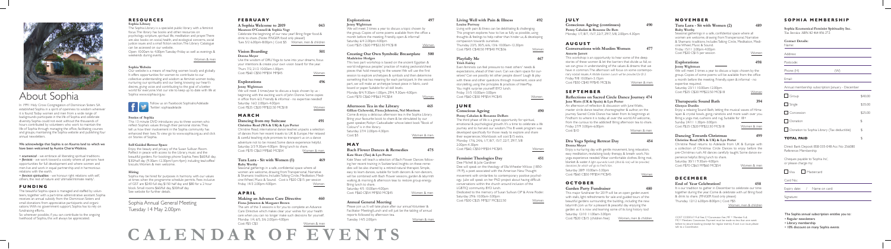# RESOURCES

## Sophia Library

The Sophia Library is a specialist public library with a feminist focus. The library has books and other resources on psychology, scripture, spiritual life, meditation and prayer. There are also books on social, health, and ecological concerns, social justice issues and a small fiction section. The Library Catalogue can be accessed on our website.

Open 10.00am to 4.00pm Tuesday–Friday as well as evenings & weekends during events.

Women & men

## Sophia Website

Our website is a means of reaching women locally and globally. It offers opportunities for women to contribute to our collective understanding and wisdom as feminist women today, nurturing our spirituality and our being, knowing our heart's desires, giving voice and contributing to the goal of a better world for everyone. Visit our site to keep up to date with life at Sophia: www.sophia.org.au

Follow us on Facebook: SophiaAdelaide
Twitter: sophiaadelaide

## Stories of Sophia

This 13 minute DVD introduces you to three women who reflect Sophia's values through their personal stories. They tell us how their involvement in the Sophia community has enhanced their lives. To view go to www.sophia.org.au and click on Stories of Sophia.

## Self-Guided Retreat Space

Enjoy the beauty and privacy of the Susan Sullivan Room. Reflect in peace with access to the Library, music and the beautiful garden. For bookings phone Sophia. Fees: $60/full day, $30/half day (9.30am-12.30pm/1pm-4pm) including tea/coffee/biscuits. Women & men welcome.

## Hiring

Sophia may be hired for purposes in harmony with our values at times when the programme schedule permits. Fees inclusive of GST are $240/full day, $150 half day and $80 for a 2 hour block. Small rooms $60/full day, $30/half day. See website for further details.

# FUNDING

The beautiful Sophia space is managed and staffed by volunteers together with a part-time administrative assistant. Sophia receives an annual subsidy from the Dominican Sisters and small donations from appreciative participants and organisations. With no government support, Sophia has to rely on fundraising efforts.

So whenever possible, if you can contribute to the ongoing livelihood of Sophia, this will always be appreciated.

# About Sophia

In 1991 Holy Cross Congregation of Dominican Sisters SA established Sophia in a spirit of openness to wisdom wherever it is found. Today women and men from a wide range of backgrounds participate in the life of Sophia and celebrate diversity. Sophia could not exist without the thousands of hours contributed by volunteers who work to maintain the life of Sophia through managing the office, facilitating courses and groups, maintaining the Sophia website and publishing four annual newsletters.

**We acknowledge that Sophia is on Kaurna land to which we have been welcomed by Auntie Cherie Watkins.**

- *ecumenical* - we embrace all liberating spiritual traditions.
- *feminist* - we work toward a society where all persons have opportunities for full development and where women and men live and work in equal partnership and in harmonious relations with the earth.
- *feminist spirituality* - we honour right relations with self, others, the rest of nature and 'ultimate/intimate reality'.

Sophia Annual General Meeting
Tuesday 14 May 2.00pm

# FEBRUARY

### A Sophia Welcome to 2019 — 043
**Maureen O'Connell & Sophia Vogt**

Celebrate the beginning of our new year! Bring finger food & drink to share. (RSVP FINGER food only please)
Tues 5/2 6.00pm-8.00pm | Cost: $5 — Women, men & children

### Vision Boarding — 501
**Donna Meyer**

Use the wisdom of DRU Yoga to tune into your dreams, focus your intentions & create your own vision board for the year.
Thurs 7/2, 21/2 10.00am-1.00pm
Cost: F$60 C$50 MF$54 MC$45 — Women

### Explorations — 496
**Jenny Wightman**

We will meet 3 times/year to discuss a topic chosen by us - beginning with the exciting work of John Dominic Crossan on the topics in office from 6/2. Friendly & informal - no expertise needed!
Saturday 16/2 2.00pm-4.00pm
Cost: F$25 C$20 MF$22.50 MC$18 — Women

# MARCH

### Dancing from my Suitcase — 491
**Christine Read (WA & UK) & Lyn Porter**

Christine Read, international dance teacher, unpacks a selection of dances from her recent travels to UK & Europe. Her relaxed & careful teaching style promises to transport us on a dance adventure not to be missed. Some dance experience helpful.
Saturday 2/3 9.30am-4.00pm Bring lunch to share.
Cost: F$70 C$63 MF$60 MC$54 — Women & men

### Tura Lura - Sit with Women (1) — 469
**Ruby Worthy**

Seasonal gatherings in a safe, confidential space where all women are welcome, drawing from Transpersonal, Narrative & Shamanic traditions. Includes Talking Circle, Meditation, Medicine Wheel, Music & Sound. Cost is F$20 C$15 per session
Friday 14/3 2.00pm-4.00pm — Women

# APRIL

### Making an Advance Care Directive — 460
**Fiona Johnston & Margaret Brown**

The aim of the 3 sessions is for you to complete an Advance Care Directive which makes clear your wishes for your health care when you can no longer make such decisions for yourself.
Monday 1/4, 8/4, 15/4 2.00pm-4.00pm
Cost: F$5 C$3 — Women & men

### Explorations — 497
**Jenny Wightman**

We will meet 3 times a year to discuss a topic chosen by the group. Copies of some poems available from the office a month before the meeting. Friendly, open & informal.
Saturday 6/4 2.00pm-4.00pm
Cost: F$25 C$20 MF$22.50 MC$18 — Women

### Creating Our Own Symbolic Breastplate — 500
**Madeleine Hedges**

This two part workshop is based on the ancient Egyptian & world indigenous peoples' practice of making pectoral/chest pieces that hold meaning to the wearer. We will use the first session to explore archetypes & symbols and then determine something that has meaning for each participant. In the second part, we will make an archetype breast piece in fabric, cardboard or paper. Suitable for all skill levels.
Monday 8/4, 9.30am-1.00pm, 29/4, 9.30am-4.00pm
Cost: F$70 C$60 MF$63 MC$54 — Women

### Afternoon Tea in the Library — 465
**Gillian Cichowski, Fiona Johnston, Nel Morrison**

Come & enjoy a delicious afternoon tea in the Sophia Library. Bring your favourite book to share & be stimulated by our guest speaker, Robyn Cadwallader whose latest book "Book of Colours" is in the library.
Saturday 27/4 2.00pm-4.30pm
Cost: $5 — Women & men

# MAY

### Bach Flower Dances & Remedies — 475
**Kate Shaw (Tas) & Lyn Porter**

Kate Shaw will teach a selection of Bach Flower Dances following her recent training in Switzerland. Insights on these remedies will be also shared by a retired natural therapist. Simple, easy to learn dances, suitable for both dancers & non-dancers, will be combined with Bach flower sessions, garden & labyrinth walking & morning & afternoon teas to restore group energy. Bring lunch to share.
Saturday 4/5 10.00am-4.00pm
Cost: F$60 C$54 MF$50 MC$45 — Women

### Annual General Meeting

Please join us. It will take place after our annual Volunteer & Facilitator Meeting/Lunch and will just be the tabling of annual reports followed by afternoon tea.
Tuesday 14/5 2.00pm — Women & men

### Living Well with Pain & Illness — 492
**Louise Porteus**

Living with pain & illness can be debilitating & challenging. This program explores how to live as fully as possible, using thoughts & feelings to help rather than hinder us, & developing compassion towards ourselves.
Thursday 23/5, 30/5, 6/6, 13/6 10.00am-12.30pm
Cost: F$45 C$40 MF$40 MC$36 — Women

### Playfully Me — 467
**Trish Fairley**

Even feminists can feel pressure to meet others' needs & expectations, ahead of their own. Can we claim space for ourselves? Can we possibly let other people down! Laugh & play with these and other questions through movement, voice and storytelling, using the principles & practices of InterPlay. You might surprise yourself! BYO lunch.
Friday 31/5 10.00am-3.00pm
Cost: F$60 C$50 MF$54 MC$45 — Women

# JUNE

### Conscious Ageing — 490
**Penny Cabalan & Rosanne DeBats**

The third phase of life is a great opportunity for spiritual, emotional & psychological growth. It's a time to celebrate a life journey and to harvest our wisdom. This 8 week program was developed specifically for those ready to explore and share their experiences. Workbook will cost $15 extra.
Monday 17/6, 24/6, 1/7, 8/7, 15/7, 22/7, 29/7, 5/8 2.00pm-4.30pm
Cost: F$60, C$50 MF$54 MC$45 — Women

### Feminist Theologies Day — 451
**Dee Michell & Julie Gardiner**

Dee will speak on the theology of Ella Wheeler Wilcox (1850-1919), a poet associated with the American New Thought movement with similarities to contemporary positive psychology. Julie will speak on her PhD project about having difficult conversations within the church around inclusion of the LGBTIQ community. BYO lunch.
Dedicated to the memory of Susan Sullivan OP & Anne Roder
Saturday 29/6 10.00am-3.00pm
Cost: F$30 C$25 MF$27 MC$22.50 — Women

# JULY

### Conscious Ageing (continues) — 490
**Penny Cabalan & Rosanne De Bats**

Monday 1/7, 8/7, 15/7, 22/7, 29/7, 5/8, 2.00pm-4.30pm

# AUGUST

### Conversations with Muslim Women — 477
**Annette Jarrett**

This workshop is an opportunity to hear some of the deep stories of these women & let the barriers that divide us fall, so we can grow in understanding of the values & dreams that we have in common. The afternoon will focus on some contemporary social issues. *A Middle Eastern Lunch will be provided for $12.*
Friday 9/8 10.00am-3.15pm
Cost: F$60 C$40 MF$45 MC$36 — Women

# SEPTEMBER

### Reflections on Sacred Circle Dance Journey — 474
**June Watts (UK & Spain) & Lyn Porter**

An afternoon of reflection & discussion with June Watts, master circle dance teacher, choreographer & author, on the journey Sacred Circle Dance has taken from its beginnings at Findhorn to where it is today all over the world. All welcome, from the curious to the addicted! Bring afternoon tea to share.
Friday 27/9 3.00pm-6.00pm
Cost: $10 — Women & men

### Dru Yoga Spring Retreat Day — 454
**Donna Meyer**

Enjoy a nurturing day with gentle movement, long relaxation, easy meditation, revitalising body therapy & breath work. No yoga experience needed. Wear comfortable clothes. Bring mat, blanket & water. *A light vegetarian lunch (Brod & class) will be provided. Donations for which will go to FoodChain.*
Saturday 28/9 10.00am-3.30pm
Cost: F$60 C$50 MF$54 MC$45 — Women

# OCTOBER

### Garden Party Fundraiser — 480

This major fundraiser for 2019 will be an open garden event with stalls, light refreshments for sale and guided tours of the beautiful gardens surrounding the building, including the new labyrinth. Join us for a pleasant & peaceful day enjoying the garden as it is now and learning some of its long history too!
Saturday 12/10 11.00am-3.00pm
Cost: F$20 C$15 (children free) — Women, men & children

# NOVEMBER

### Tura Lura - Sit with Women (2) — 489
**Ruby Worthy**

Seasonal gatherings in a safe, confidential space where all women are welcome, drawing from Transpersonal, Narrative & Shamanic traditions. Includes Talking Circle, Meditation, Medicine Wheel, Music & Sound.
Friday 15/11 2.00pm-4.00pm
Cost: F$20 C$15 per session — Women

### Explorations — 498
**Jenny Wightman**

We will meet 3 times a year to discuss a topic chosen by the group. Copies of some poems will be available from the office a month before the meeting. Friendly, open & informal - no expertise required.
Saturday 23/11 2.00pm-4.00pm
Cost: F$25 C$20 MF$22.50 MC$18 — Women

### Therapeutic Sound Bath — 394
**Glenyce Daudin**

Enjoy a relaxing Sound Bath, letting the musical waves of Himalayan & crystal bowls, gong, rainsticks and more wash over you. Bring a yoga mat, cushions and rug. Suitable for 18+
Sunday 24/11 1.30pm-3.00pm
Cost: F$25 C$20 MF$22.50 MC$18 — Women & men

### Dancing Towards Christmas — 499
**Christine Read (WA & UK) & Lyn Porter**

Christine Read returns to Adelaide from UK & Europe with a collection of Christmas Circle Dances to enjoy before the pre-Christmas rush. All dances carefully taught. Some dance experience helpful. Bring lunch to share.
Saturday 30/11 9.30am-4.00pm
Cost: F$70 C$63 MF$60 MC$54 — Women & men

# DECEMBER

### End of Year Celebration! — 458

It is our tradition to gather in December to celebrate our time together during the year. Come & celebrate with us! Bring food & drink to share. (RSVP FINGER food only please)
Thursday 12/12 6.00pm-8.00pm | Cost: F$5 — Women, men & children

COST CODES\* F=Full Fee C=Concession Fee MF = Member Full MC= Members Concession. Payment must be made no less than one week before to secure booking (except for regular events). If cost is an issue please talk to a Coordinator.

# SOPHIA MEMBERSHIP

**Sophia Ecumenical Feminist Spirituality Inc.**
Tax Invoice ABN 62 464 456 272

**Contact Details:**

Name:

Address:

Postcode:

Phone (H) (W)

Email:

Annual membership subscription: January – December

| | |
|---|---|
| ☐ Group | $40.00 |
| ☐ Single | $35.00 |
| ☐ Concession | $25.00 |
| ☐ Donation | $ |
| ☐ Donation to Sophia Library (Tax deductible) | $ |
| **TOTAL PAID** | $ |

Direct Bank Deposit: BSB 015-048 Acc No. 256080
Reference: Membership

Cheques payable to 'Sophia Inc'.
or please charge my:

☐ Visa ☐ Mastercard

Card No.:

Expiry date: / Name on card:

Signature:

**The Sophia annual subscription entitles you to:**

- Regular newsletters
- Library membership
- 10% discount on many Sophia events

# CALENDAR OF EVENTS